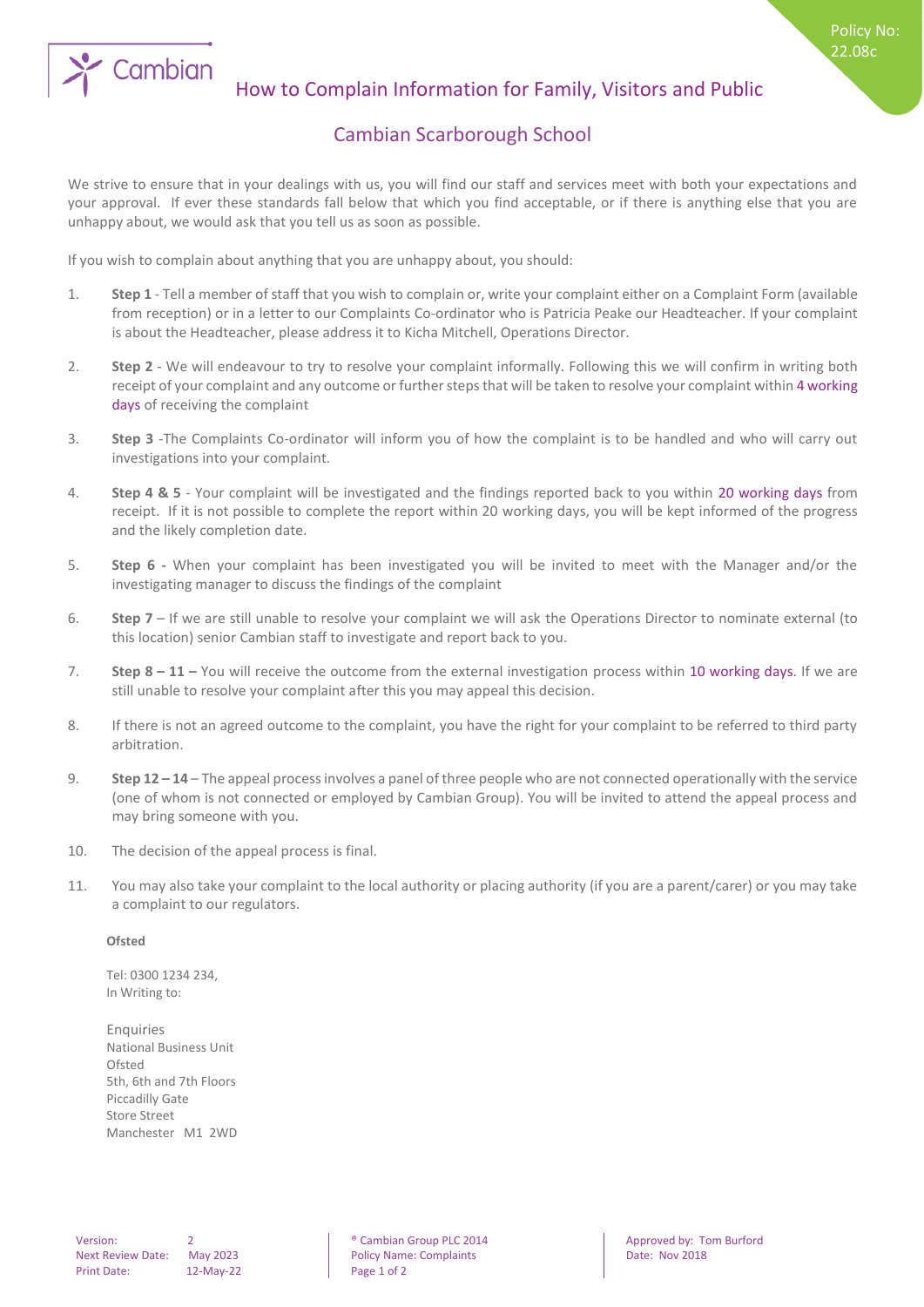# How to Complain Information for Family, Visitors and Public

Policy No: 22.08c

## Cambian Scarborough School

We strive to ensure that in your dealings with us, you will find our staff and services meet with both your expectations and your approval. If ever these standards fall below that which you find acceptable, or if there is anything else that you are unhappy about, we would ask that you tell us as soon as possible.

If you wish to complain about anything that you are unhappy about, you should:

1. **Step 1** - Tell a member of staff that you wish to complain or, write your complaint either on a Complaint Form (available from reception) or in a letter to our Complaints Co-ordinator who is Patricia Peake our Headteacher. If your complaint is about the Headteacher, please address it to Kicha Mitchell, Operations Director.
2. **Step 2** - We will endeavour to try to resolve your complaint informally. Following this we will confirm in writing both receipt of your complaint and any outcome or further steps that will be taken to resolve your complaint within 4 working days of receiving the complaint
3. **Step 3** -The Complaints Co-ordinator will inform you of how the complaint is to be handled and who will carry out investigations into your complaint.
4. **Step 4 & 5** - Your complaint will be investigated and the findings reported back to you within 20 working days from receipt. If it is not possible to complete the report within 20 working days, you will be kept informed of the progress and the likely completion date.
5. **Step 6 -** When your complaint has been investigated you will be invited to meet with the Manager and/or the investigating manager to discuss the findings of the complaint
6. **Step 7** – If we are still unable to resolve your complaint we will ask the Operations Director to nominate external (to this location) senior Cambian staff to investigate and report back to you.
7. **Step 8 – 11 –** You will receive the outcome from the external investigation process within 10 working days. If we are still unable to resolve your complaint after this you may appeal this decision.
8. If there is not an agreed outcome to the complaint, you have the right for your complaint to be referred to third party arbitration.
9. **Step 12 – 14** – The appeal process involves a panel of three people who are not connected operationally with the service (one of whom is not connected or employed by Cambian Group). You will be invited to attend the appeal process and may bring someone with you.
10. The decision of the appeal process is final.
11. You may also take your complaint to the local authority or placing authority (if you are a parent/carer) or you may take a complaint to our regulators.

**Ofsted**

Tel: 0300 1234 234,
In Writing to:

Enquiries
National Business Unit
Ofsted
5th, 6th and 7th Floors
Piccadilly Gate
Store Street
Manchester M1 2WD

| Version: | 2 | ® Cambian Group PLC 2014 | Approved by: Tom Burford |
|---|---|---|---|
| Next Review Date: | May 2023 | Policy Name: Complaints | Date: Nov 2018 |
| Print Date: | 12-May-22 | | |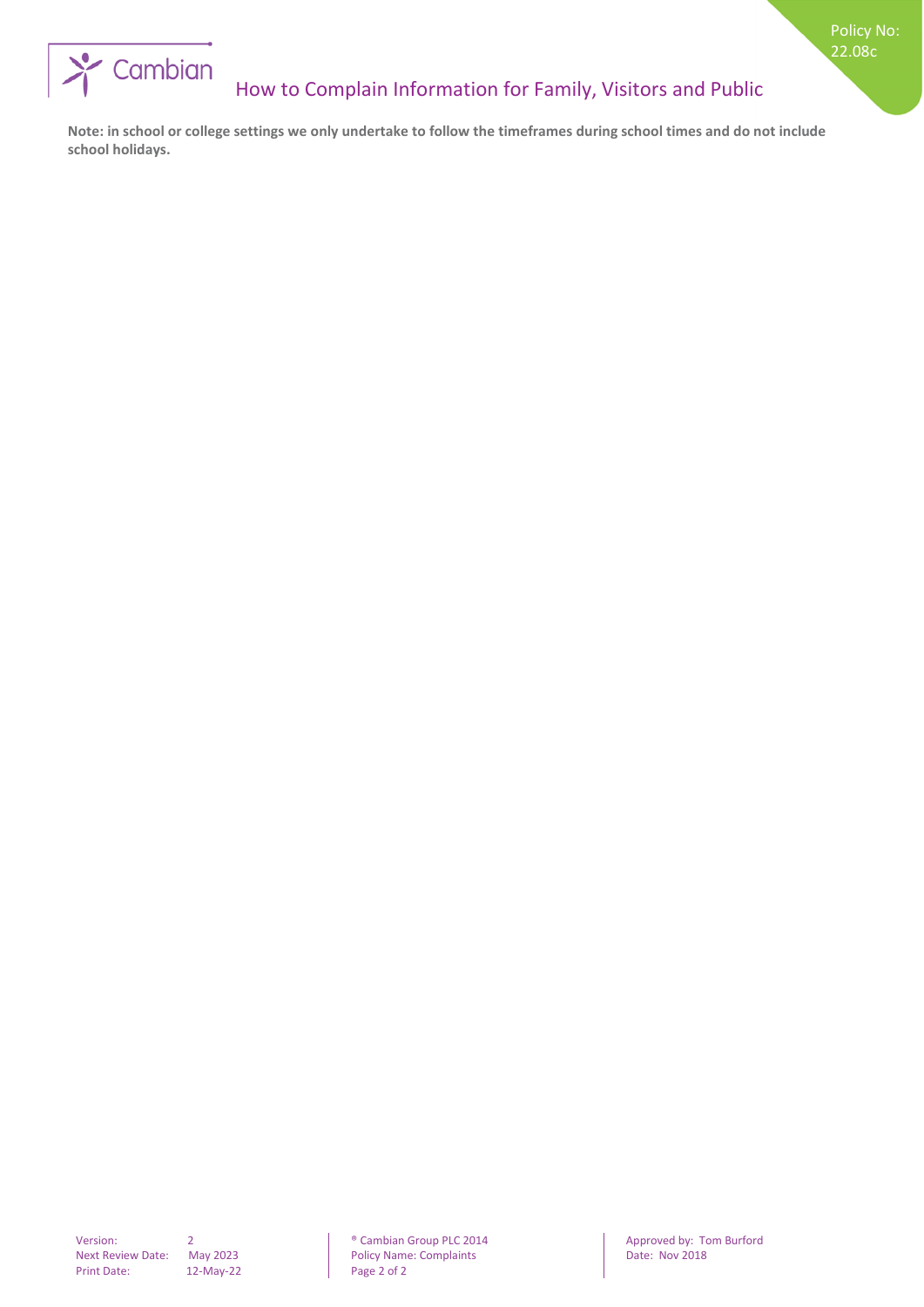**Note: in school or college settings we only undertake to follow the timeframes during school times and do not include school holidays.**